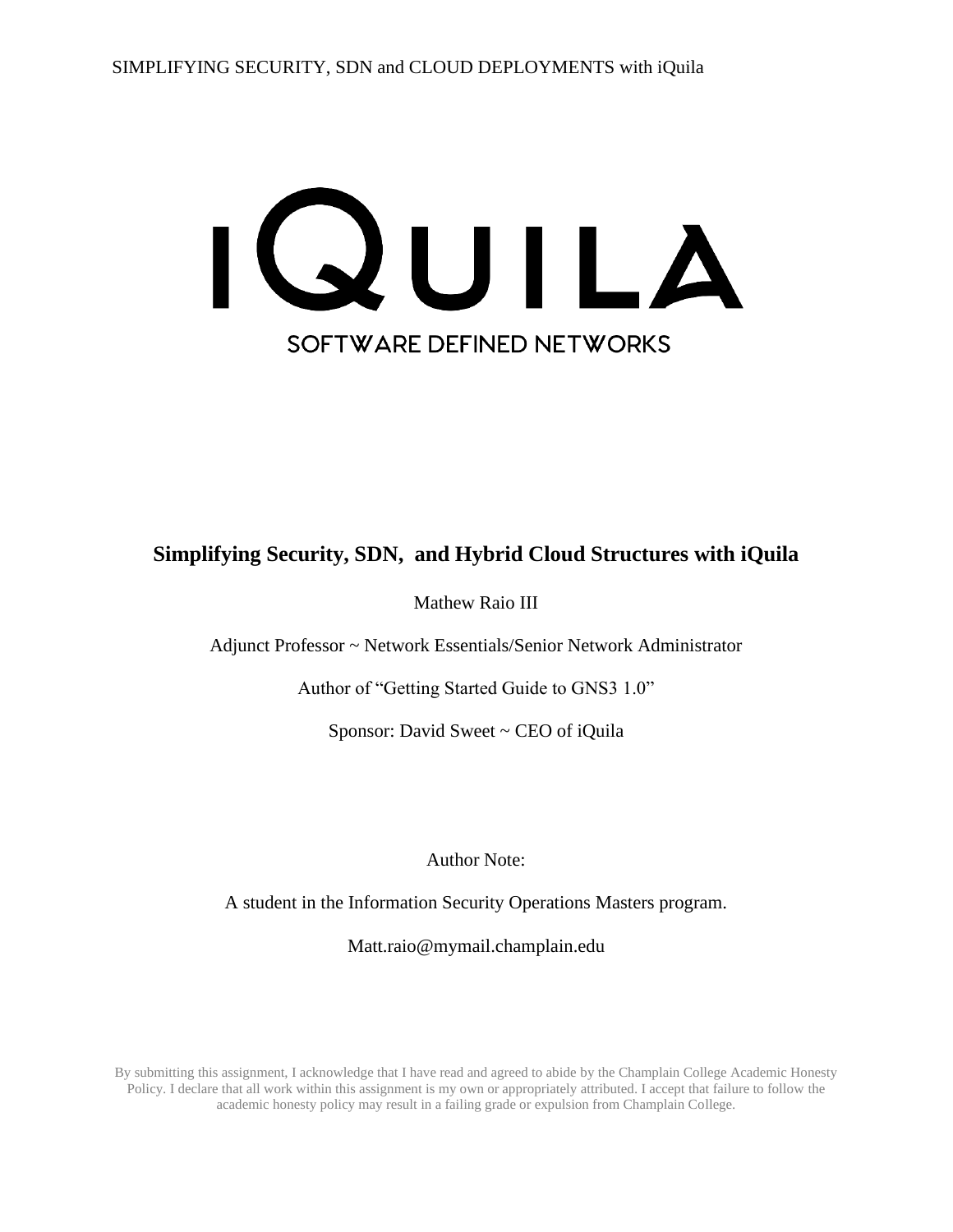IQUILA

SOFTWARE DEFINED NETWORKS

# Simplifying Security, SDN, and Hybrid Cloud Structures with iQuila

Mathew Raio III

Adjunct Professor ~ Network Essentials/Senior Network Administrator

Author of "Getting Started Guide to GNS3 1.0"

Sponsor: David Sweet ~ CEO of iQuila

Author Note:

A student in the Information Security Operations Masters program.

Matt.raio@mymail.champlain.edu

By submitting this assignment, I acknowledge that I have read and agreed to abide by the Champlain College Academic Honesty Policy. I declare that all work within this assignment is my own or appropriately attributed. I accept that failure to follow the academic honesty policy may result in a failing grade or expulsion from Champlain College.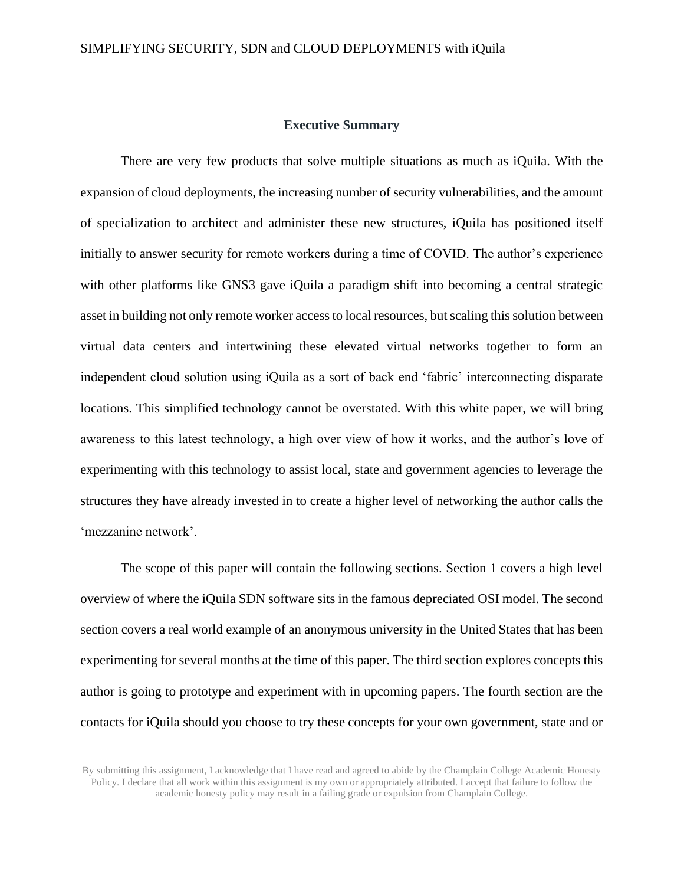## Executive Summary

There are very few products that solve multiple situations as much as iQuila. With the expansion of cloud deployments, the increasing number of security vulnerabilities, and the amount of specialization to architect and administer these new structures, iQuila has positioned itself initially to answer security for remote workers during a time of COVID. The author's experience with other platforms like GNS3 gave iQuila a paradigm shift into becoming a central strategic asset in building not only remote worker access to local resources, but scaling this solution between virtual data centers and intertwining these elevated virtual networks together to form an independent cloud solution using iQuila as a sort of back end 'fabric' interconnecting disparate locations. This simplified technology cannot be overstated. With this white paper, we will bring awareness to this latest technology, a high over view of how it works, and the author's love of experimenting with this technology to assist local, state and government agencies to leverage the structures they have already invested in to create a higher level of networking the author calls the 'mezzanine network'.

The scope of this paper will contain the following sections. Section 1 covers a high level overview of where the iQuila SDN software sits in the famous depreciated OSI model. The second section covers a real world example of an anonymous university in the United States that has been experimenting for several months at the time of this paper. The third section explores concepts this author is going to prototype and experiment with in upcoming papers. The fourth section are the contacts for iQuila should you choose to try these concepts for your own government, state and or

By submitting this assignment, I acknowledge that I have read and agreed to abide by the Champlain College Academic Honesty Policy. I declare that all work within this assignment is my own or appropriately attributed. I accept that failure to follow the academic honesty policy may result in a failing grade or expulsion from Champlain College.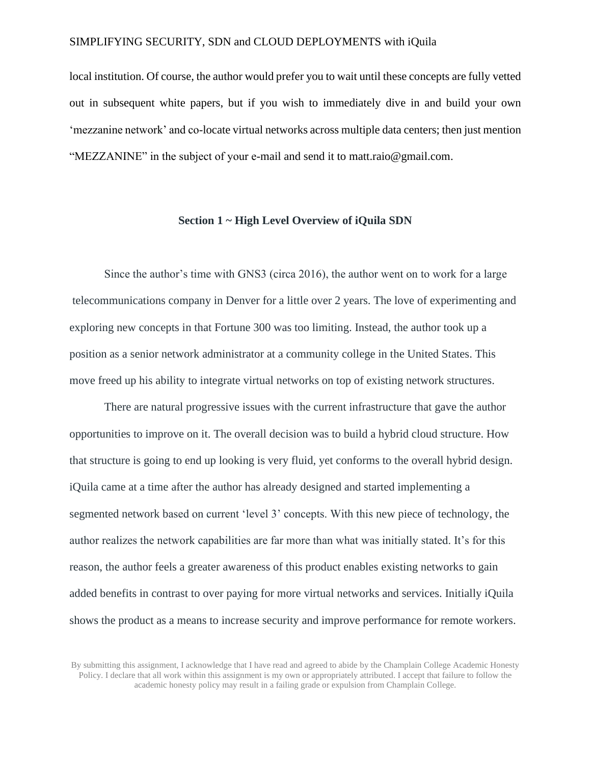local institution. Of course, the author would prefer you to wait until these concepts are fully vetted out in subsequent white papers, but if you wish to immediately dive in and build your own 'mezzanine network' and co-locate virtual networks across multiple data centers; then just mention "MEZZANINE" in the subject of your e-mail and send it to matt.raio@gmail.com.

## Section 1 ~ High Level Overview of iQuila SDN

Since the author's time with GNS3 (circa 2016), the author went on to work for a large telecommunications company in Denver for a little over 2 years. The love of experimenting and exploring new concepts in that Fortune 300 was too limiting. Instead, the author took up a position as a senior network administrator at a community college in the United States. This move freed up his ability to integrate virtual networks on top of existing network structures.

There are natural progressive issues with the current infrastructure that gave the author opportunities to improve on it. The overall decision was to build a hybrid cloud structure. How that structure is going to end up looking is very fluid, yet conforms to the overall hybrid design. iQuila came at a time after the author has already designed and started implementing a segmented network based on current 'level 3' concepts. With this new piece of technology, the author realizes the network capabilities are far more than what was initially stated. It's for this reason, the author feels a greater awareness of this product enables existing networks to gain added benefits in contrast to over paying for more virtual networks and services. Initially iQuila shows the product as a means to increase security and improve performance for remote workers.

By submitting this assignment, I acknowledge that I have read and agreed to abide by the Champlain College Academic Honesty Policy. I declare that all work within this assignment is my own or appropriately attributed. I accept that failure to follow the academic honesty policy may result in a failing grade or expulsion from Champlain College.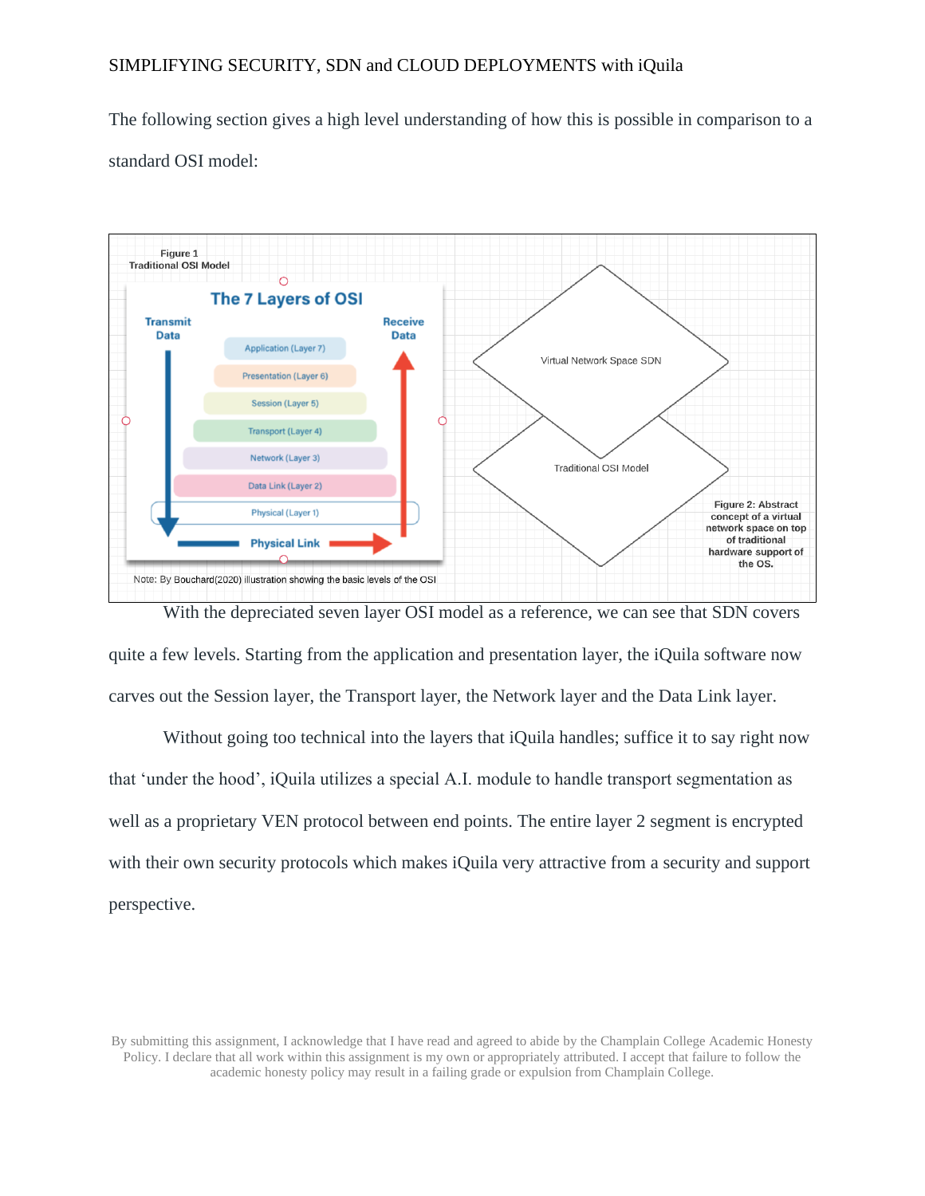The following section gives a high level understanding of how this is possible in comparison to a standard OSI model:

Figure 1
Traditional OSI Model

The 7 Layers of OSI

Transmit Data

Receive Data

Application (Layer 7)

Presentation (Layer 6)

Session (Layer 5)

Transport (Layer 4)

Network (Layer 3)

Data Link (Layer 2)

Physical (Layer 1)

Physical Link

Note: By Bouchard(2020) illustration showing the basic levels of the OSI

Virtual Network Space SDN

Traditional OSI Model

Figure 2: Abstract concept of a virtual network space on top of traditional hardware support of the OS.

With the depreciated seven layer OSI model as a reference, we can see that SDN covers quite a few levels. Starting from the application and presentation layer, the iQuila software now carves out the Session layer, the Transport layer, the Network layer and the Data Link layer.

Without going too technical into the layers that iQuila handles; suffice it to say right now that 'under the hood', iQuila utilizes a special A.I. module to handle transport segmentation as well as a proprietary VEN protocol between end points. The entire layer 2 segment is encrypted with their own security protocols which makes iQuila very attractive from a security and support perspective.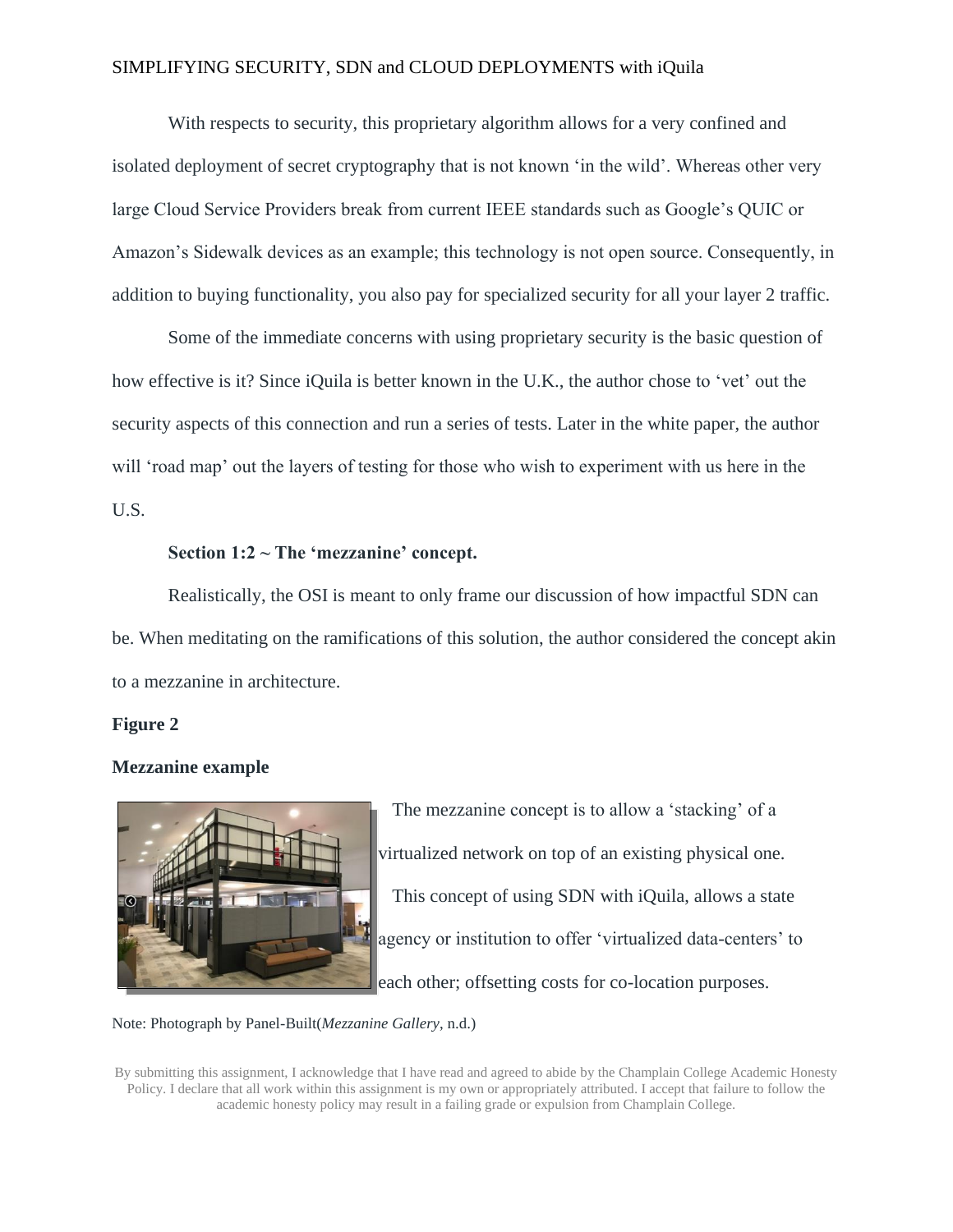With respects to security, this proprietary algorithm allows for a very confined and isolated deployment of secret cryptography that is not known 'in the wild'. Whereas other very large Cloud Service Providers break from current IEEE standards such as Google's QUIC or Amazon's Sidewalk devices as an example; this technology is not open source. Consequently, in addition to buying functionality, you also pay for specialized security for all your layer 2 traffic.

Some of the immediate concerns with using proprietary security is the basic question of how effective is it? Since iQuila is better known in the U.K., the author chose to 'vet' out the security aspects of this connection and run a series of tests. Later in the white paper, the author will 'road map' out the layers of testing for those who wish to experiment with us here in the U.S.

**Section 1:2 ~ The 'mezzanine' concept.**

Realistically, the OSI is meant to only frame our discussion of how impactful SDN can be. When meditating on the ramifications of this solution, the author considered the concept akin to a mezzanine in architecture.

**Figure 2**

**Mezzanine example**

The mezzanine concept is to allow a 'stacking' of a virtualized network on top of an existing physical one. This concept of using SDN with iQuila, allows a state agency or institution to offer 'virtualized data-centers' to each other; offsetting costs for co-location purposes.

Note: Photograph by Panel-Built(*Mezzanine Gallery*, n.d.)

By submitting this assignment, I acknowledge that I have read and agreed to abide by the Champlain College Academic Honesty Policy. I declare that all work within this assignment is my own or appropriately attributed. I accept that failure to follow the academic honesty policy may result in a failing grade or expulsion from Champlain College.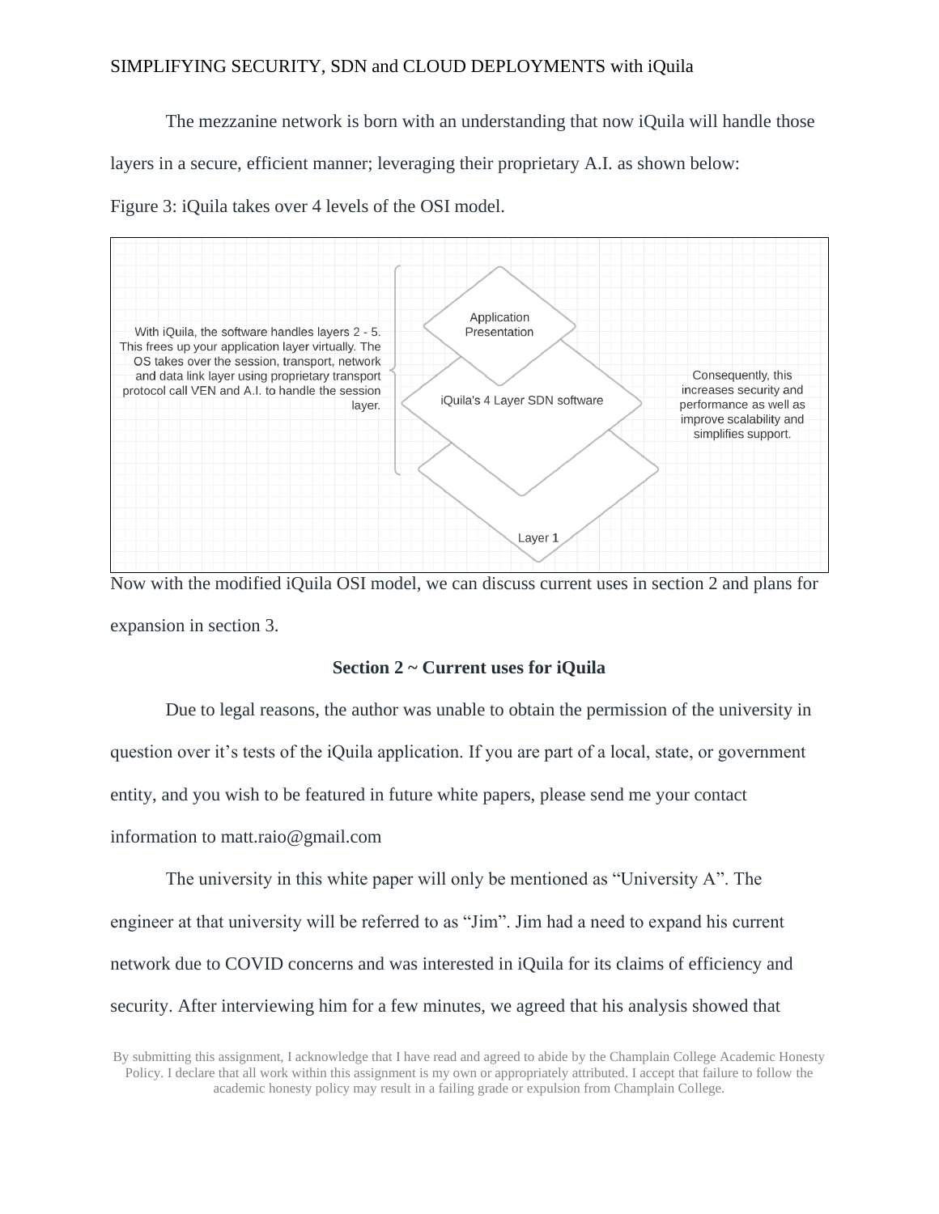The mezzanine network is born with an understanding that now iQuila will handle those layers in a secure, efficient manner; leveraging their proprietary A.I. as shown below:

Figure 3: iQuila takes over 4 levels of the OSI model.

With iQuila, the software handles layers 2 - 5. This frees up your application layer virtually. The OS takes over the session, transport, network and data link layer using proprietary transport protocol call VEN and A.I. to handle the session layer.

Application Presentation

iQuila's 4 Layer SDN software

Layer 1

Consequently, this increases security and performance as well as improve scalability and simplifies support.

Now with the modified iQuila OSI model, we can discuss current uses in section 2 and plans for expansion in section 3.

## Section 2 ~ Current uses for iQuila

Due to legal reasons, the author was unable to obtain the permission of the university in question over it's tests of the iQuila application. If you are part of a local, state, or government entity, and you wish to be featured in future white papers, please send me your contact information to matt.raio@gmail.com

The university in this white paper will only be mentioned as "University A". The engineer at that university will be referred to as "Jim". Jim had a need to expand his current network due to COVID concerns and was interested in iQuila for its claims of efficiency and security. After interviewing him for a few minutes, we agreed that his analysis showed that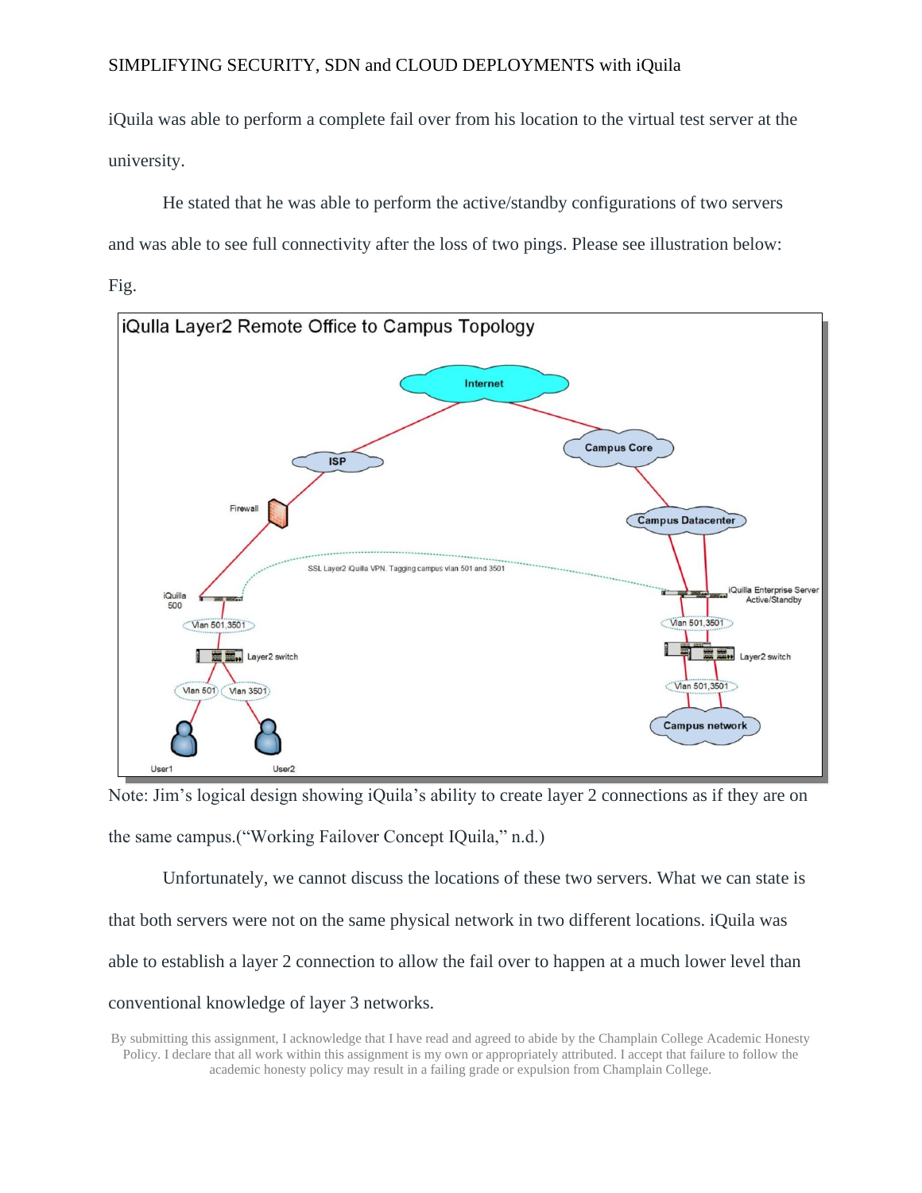iQuila was able to perform a complete fail over from his location to the virtual test server at the university.

He stated that he was able to perform the active/standby configurations of two servers and was able to see full connectivity after the loss of two pings. Please see illustration below:

Fig.

Note: Jim's logical design showing iQuila's ability to create layer 2 connections as if they are on the same campus.("Working Failover Concept IQuila," n.d.)

Unfortunately, we cannot discuss the locations of these two servers. What we can state is that both servers were not on the same physical network in two different locations. iQuila was able to establish a layer 2 connection to allow the fail over to happen at a much lower level than conventional knowledge of layer 3 networks.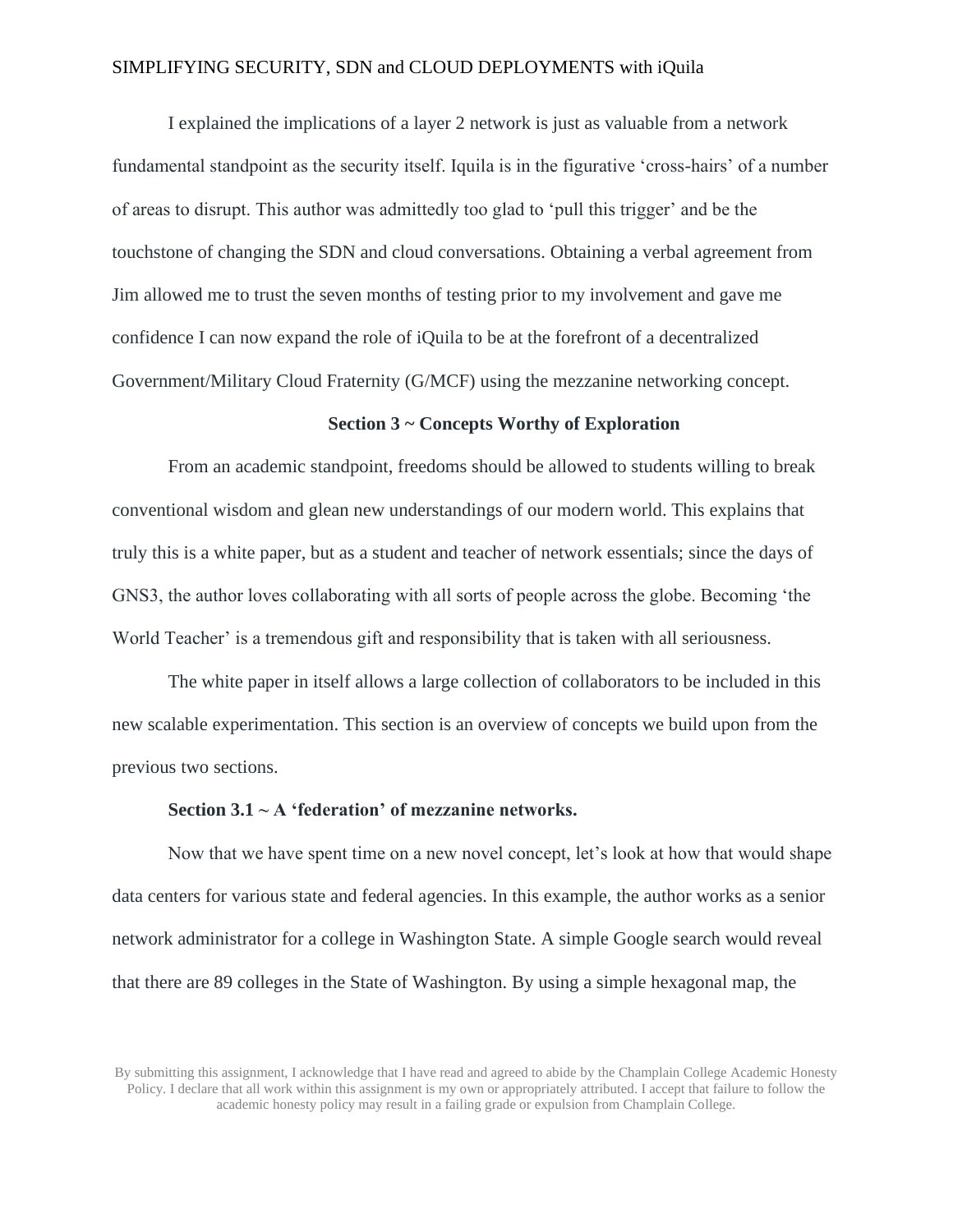I explained the implications of a layer 2 network is just as valuable from a network fundamental standpoint as the security itself. Iquila is in the figurative 'cross-hairs' of a number of areas to disrupt. This author was admittedly too glad to 'pull this trigger' and be the touchstone of changing the SDN and cloud conversations. Obtaining a verbal agreement from Jim allowed me to trust the seven months of testing prior to my involvement and gave me confidence I can now expand the role of iQuila to be at the forefront of a decentralized Government/Military Cloud Fraternity (G/MCF) using the mezzanine networking concept.

## Section 3 ~ Concepts Worthy of Exploration

From an academic standpoint, freedoms should be allowed to students willing to break conventional wisdom and glean new understandings of our modern world. This explains that truly this is a white paper, but as a student and teacher of network essentials; since the days of GNS3, the author loves collaborating with all sorts of people across the globe. Becoming 'the World Teacher' is a tremendous gift and responsibility that is taken with all seriousness.

The white paper in itself allows a large collection of collaborators to be included in this new scalable experimentation. This section is an overview of concepts we build upon from the previous two sections.

### Section 3.1 ~ A 'federation' of mezzanine networks.

Now that we have spent time on a new novel concept, let's look at how that would shape data centers for various state and federal agencies. In this example, the author works as a senior network administrator for a college in Washington State. A simple Google search would reveal that there are 89 colleges in the State of Washington. By using a simple hexagonal map, the

By submitting this assignment, I acknowledge that I have read and agreed to abide by the Champlain College Academic Honesty Policy. I declare that all work within this assignment is my own or appropriately attributed. I accept that failure to follow the academic honesty policy may result in a failing grade or expulsion from Champlain College.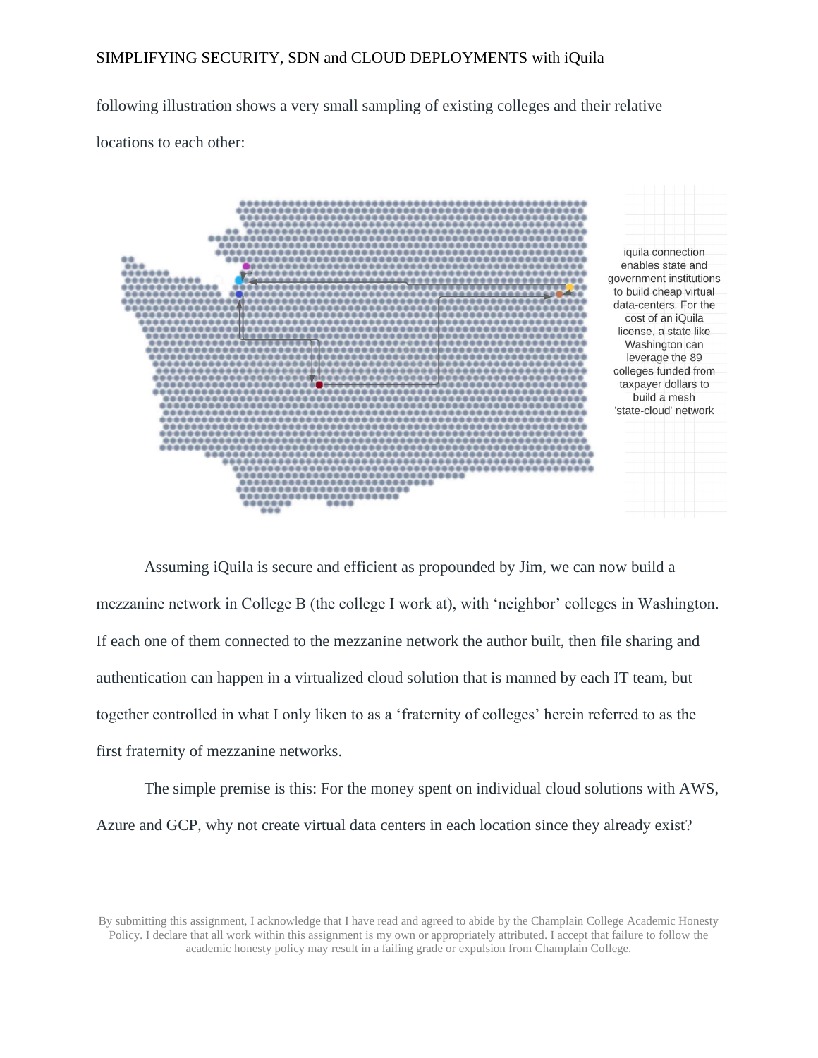following illustration shows a very small sampling of existing colleges and their relative locations to each other:

iquila connection enables state and government institutions to build cheap virtual data-centers. For the cost of an iQuila license, a state like Washington can leverage the 89 colleges funded from taxpayer dollars to build a mesh 'state-cloud' network

Assuming iQuila is secure and efficient as propounded by Jim, we can now build a mezzanine network in College B (the college I work at), with 'neighbor' colleges in Washington. If each one of them connected to the mezzanine network the author built, then file sharing and authentication can happen in a virtualized cloud solution that is manned by each IT team, but together controlled in what I only liken to as a 'fraternity of colleges' herein referred to as the first fraternity of mezzanine networks.

The simple premise is this: For the money spent on individual cloud solutions with AWS, Azure and GCP, why not create virtual data centers in each location since they already exist?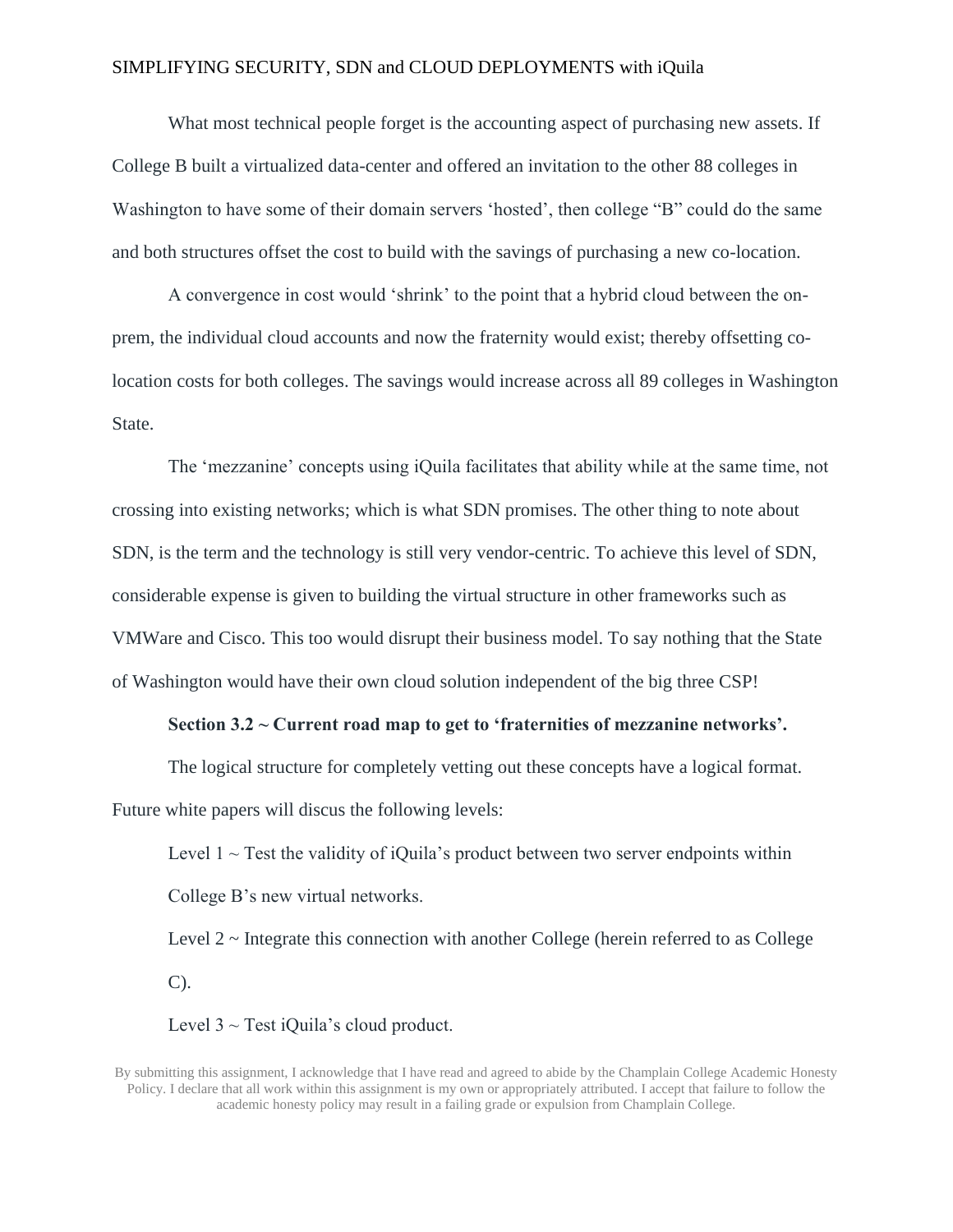What most technical people forget is the accounting aspect of purchasing new assets. If College B built a virtualized data-center and offered an invitation to the other 88 colleges in Washington to have some of their domain servers 'hosted', then college "B" could do the same and both structures offset the cost to build with the savings of purchasing a new co-location.

A convergence in cost would 'shrink' to the point that a hybrid cloud between the on-prem, the individual cloud accounts and now the fraternity would exist; thereby offsetting co-location costs for both colleges. The savings would increase across all 89 colleges in Washington State.

The 'mezzanine' concepts using iQuila facilitates that ability while at the same time, not crossing into existing networks; which is what SDN promises. The other thing to note about SDN, is the term and the technology is still very vendor-centric. To achieve this level of SDN, considerable expense is given to building the virtual structure in other frameworks such as VMWare and Cisco. This too would disrupt their business model. To say nothing that the State of Washington would have their own cloud solution independent of the big three CSP!

**Section 3.2 ~ Current road map to get to 'fraternities of mezzanine networks'.**

The logical structure for completely vetting out these concepts have a logical format. Future white papers will discus the following levels:

Level 1 ~ Test the validity of iQuila's product between two server endpoints within College B's new virtual networks.

Level 2 ~ Integrate this connection with another College (herein referred to as College C).

Level 3 ~ Test iQuila's cloud product.

By submitting this assignment, I acknowledge that I have read and agreed to abide by the Champlain College Academic Honesty Policy. I declare that all work within this assignment is my own or appropriately attributed. I accept that failure to follow the academic honesty policy may result in a failing grade or expulsion from Champlain College.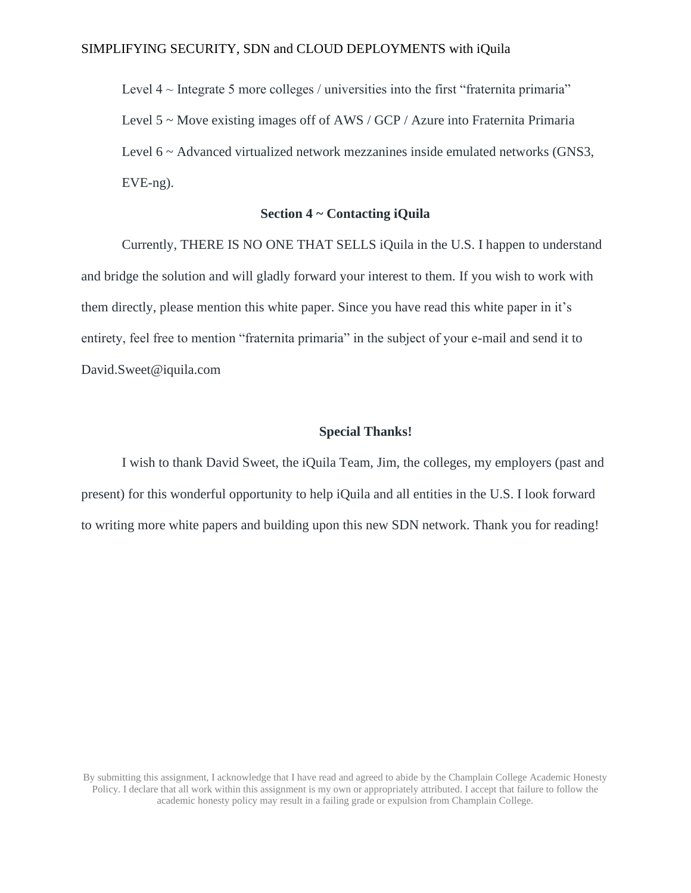Level 4 ~ Integrate 5 more colleges / universities into the first “fraternita primaria”

Level 5 ~ Move existing images off of AWS / GCP / Azure into Fraternita Primaria

Level 6 ~ Advanced virtualized network mezzanines inside emulated networks (GNS3, EVE-ng).

## Section 4 ~ Contacting iQuila

Currently, THERE IS NO ONE THAT SELLS iQuila in the U.S. I happen to understand and bridge the solution and will gladly forward your interest to them. If you wish to work with them directly, please mention this white paper. Since you have read this white paper in it’s entirety, feel free to mention “fraternita primaria” in the subject of your e-mail and send it to David.Sweet@iquila.com

## Special Thanks!

I wish to thank David Sweet, the iQuila Team, Jim, the colleges, my employers (past and present) for this wonderful opportunity to help iQuila and all entities in the U.S. I look forward to writing more white papers and building upon this new SDN network. Thank you for reading!

By submitting this assignment, I acknowledge that I have read and agreed to abide by the Champlain College Academic Honesty Policy. I declare that all work within this assignment is my own or appropriately attributed. I accept that failure to follow the academic honesty policy may result in a failing grade or expulsion from Champlain College.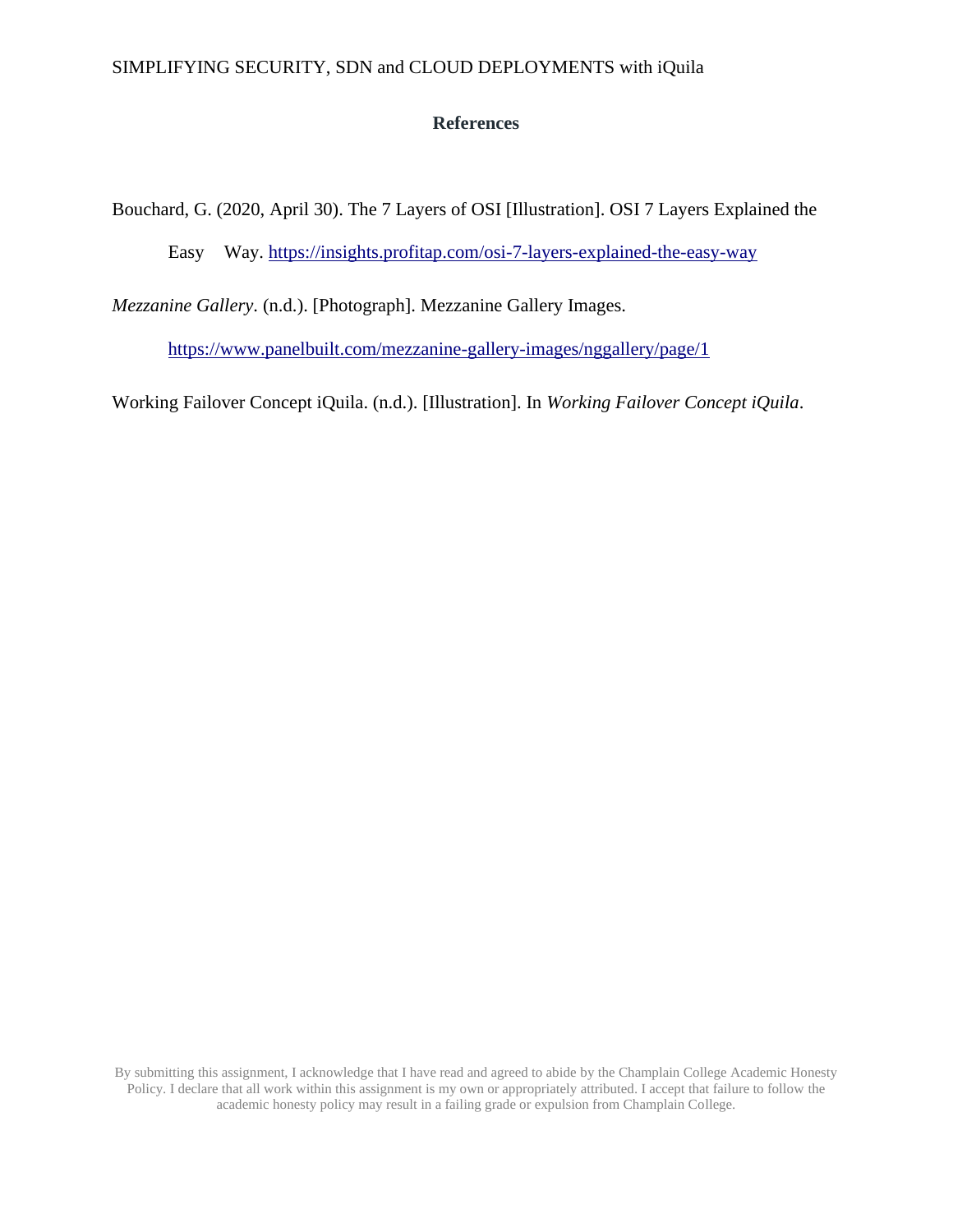# References

Bouchard, G. (2020, April 30). The 7 Layers of OSI [Illustration]. OSI 7 Layers Explained the Easy Way. https://insights.profitap.com/osi-7-layers-explained-the-easy-way

*Mezzanine Gallery*. (n.d.). [Photograph]. Mezzanine Gallery Images. https://www.panelbuilt.com/mezzanine-gallery-images/nggallery/page/1

Working Failover Concept iQuila. (n.d.). [Illustration]. In *Working Failover Concept iQuila*.

By submitting this assignment, I acknowledge that I have read and agreed to abide by the Champlain College Academic Honesty Policy. I declare that all work within this assignment is my own or appropriately attributed. I accept that failure to follow the academic honesty policy may result in a failing grade or expulsion from Champlain College.